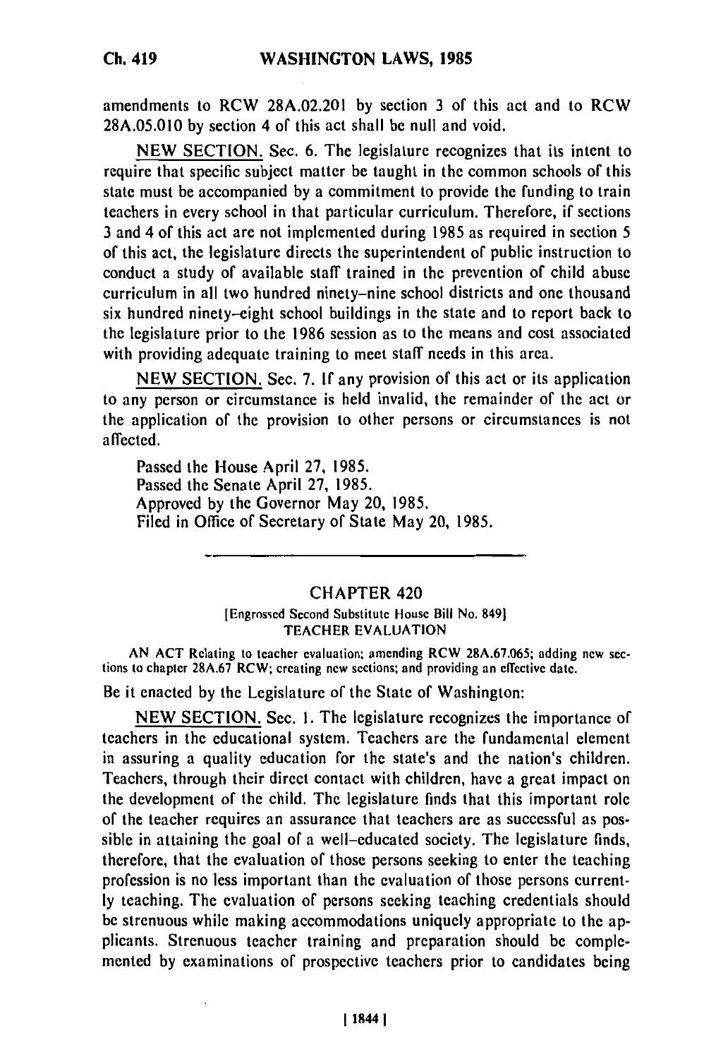amendments to RCW 28A.02.201 by section 3 of this act and to RCW 28A.05.010 by section 4 of this act shall be null and void.

NEW SECTION. Sec. 6. The legislature recognizes that its intent to require that specific subject matter be taught in the common schools of this state must be accompanied by a commitment to provide the funding to train teachers in every school in that particular curriculum. Therefore, if sections 3 and 4 of this act are not implemented during 1985 as required in section 5 of this act, the legislature directs the superintendent of public instruction to conduct a study of available staff trained in the prevention of child abuse curriculum in all two hundred ninety-nine school districts and one thousand six hundred ninety-eight school buildings in the state and to report back to the legislature prior to the 1986 session as to the means and cost associated with providing adequate training to meet staff needs in this area.

NEW SECTION. Sec. 7. If any provision of this act or its application to any person or circumstance is held invalid, the remainder of the act or the application of the provision to other persons or circumstances is not affected.

Passed the House April 27, 1985.
Passed the Senate April 27, 1985.
Approved by the Governor May 20, 1985.
Filed in Office of Secretary of State May 20, 1985.

---

## CHAPTER 420

[Engrossed Second Substitute House Bill No. 849]
TEACHER EVALUATION

AN ACT Relating to teacher evaluation; amending RCW 28A.67.065; adding new sections to chapter 28A.67 RCW; creating new sections; and providing an effective date.

Be it enacted by the Legislature of the State of Washington:

NEW SECTION. Sec. 1. The legislature recognizes the importance of teachers in the educational system. Teachers are the fundamental element in assuring a quality education for the state's and the nation's children. Teachers, through their direct contact with children, have a great impact on the development of the child. The legislature finds that this important role of the teacher requires an assurance that teachers are as successful as possible in attaining the goal of a well-educated society. The legislature finds, therefore, that the evaluation of those persons seeking to enter the teaching profession is no less important than the evaluation of those persons currently teaching. The evaluation of persons seeking teaching credentials should be strenuous while making accommodations uniquely appropriate to the applicants. Strenuous teacher training and preparation should be complemented by examinations of prospective teachers prior to candidates being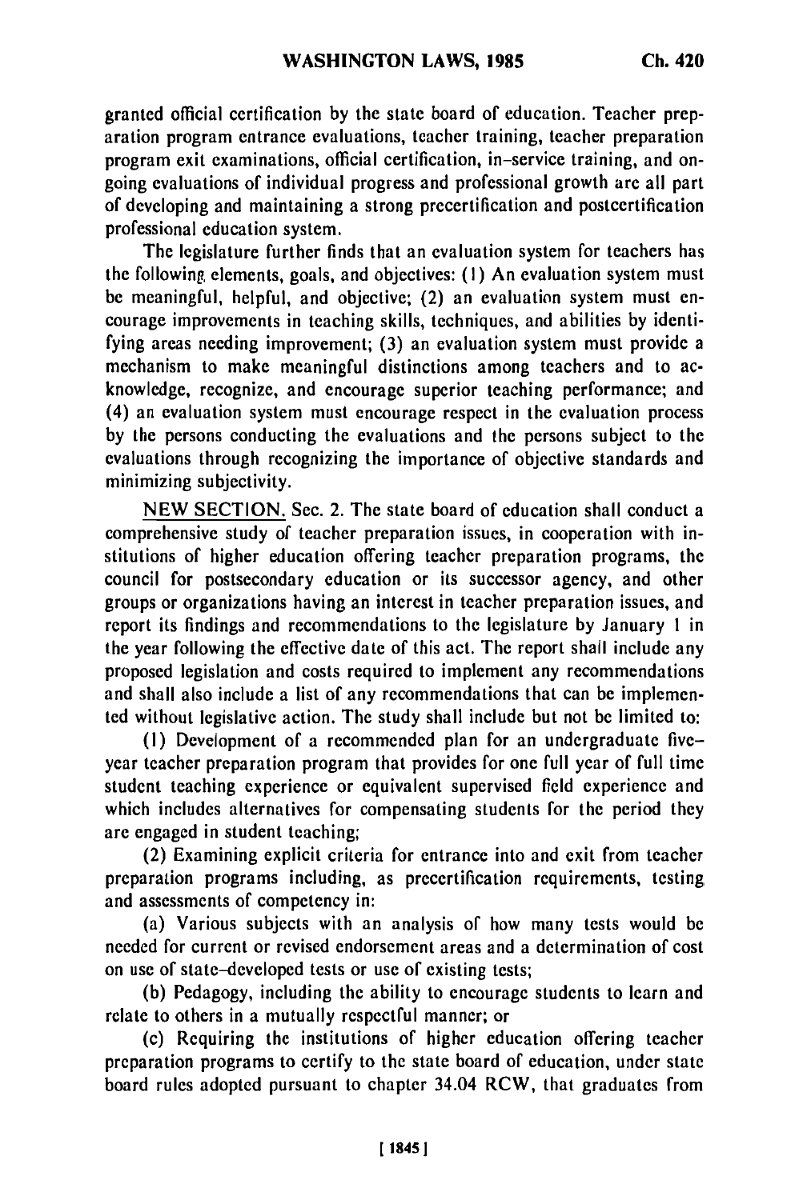granted official certification by the state board of education. Teacher preparation program entrance evaluations, teacher training, teacher preparation program exit examinations, official certification, in-service training, and ongoing evaluations of individual progress and professional growth are all part of developing and maintaining a strong precertification and postcertification professional education system.

The legislature further finds that an evaluation system for teachers has the following elements, goals, and objectives: (1) An evaluation system must be meaningful, helpful, and objective; (2) an evaluation system must encourage improvements in teaching skills, techniques, and abilities by identifying areas needing improvement; (3) an evaluation system must provide a mechanism to make meaningful distinctions among teachers and to acknowledge, recognize, and encourage superior teaching performance; and (4) an evaluation system must encourage respect in the evaluation process by the persons conducting the evaluations and the persons subject to the evaluations through recognizing the importance of objective standards and minimizing subjectivity.

NEW SECTION. Sec. 2. The state board of education shall conduct a comprehensive study of teacher preparation issues, in cooperation with institutions of higher education offering teacher preparation programs, the council for postsecondary education or its successor agency, and other groups or organizations having an interest in teacher preparation issues, and report its findings and recommendations to the legislature by January 1 in the year following the effective date of this act. The report shall include any proposed legislation and costs required to implement any recommendations and shall also include a list of any recommendations that can be implemented without legislative action. The study shall include but not be limited to:

(1) Development of a recommended plan for an undergraduate five-year teacher preparation program that provides for one full year of full time student teaching experience or equivalent supervised field experience and which includes alternatives for compensating students for the period they are engaged in student teaching;

(2) Examining explicit criteria for entrance into and exit from teacher preparation programs including, as precertification requirements, testing and assessments of competency in:

(a) Various subjects with an analysis of how many tests would be needed for current or revised endorsement areas and a determination of cost on use of state-developed tests or use of existing tests;

(b) Pedagogy, including the ability to encourage students to learn and relate to others in a mutually respectful manner; or

(c) Requiring the institutions of higher education offering teacher preparation programs to certify to the state board of education, under state board rules adopted pursuant to chapter 34.04 RCW, that graduates from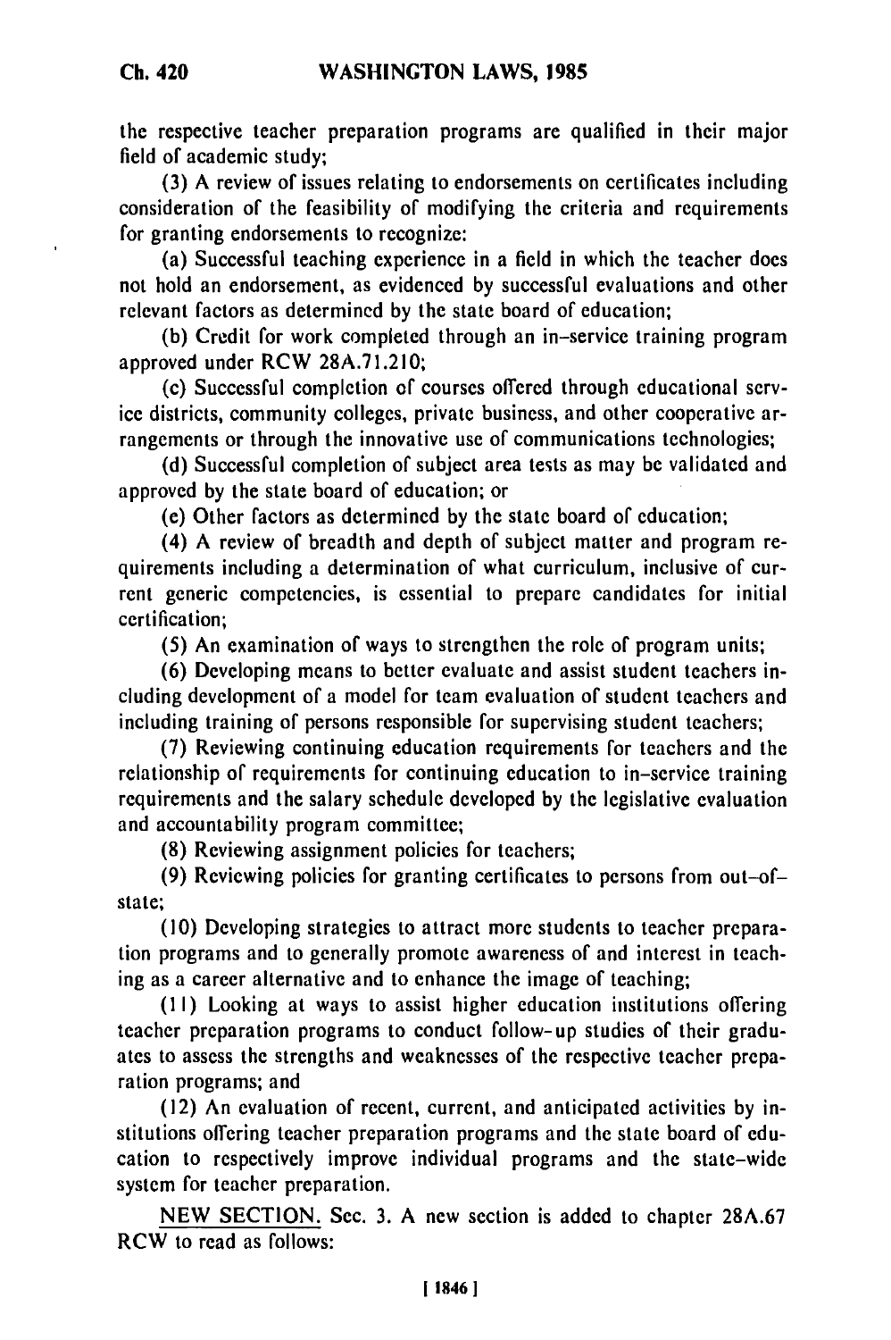the respective teacher preparation programs are qualified in their major field of academic study;

(3) A review of issues relating to endorsements on certificates including consideration of the feasibility of modifying the criteria and requirements for granting endorsements to recognize:

(a) Successful teaching experience in a field in which the teacher does not hold an endorsement, as evidenced by successful evaluations and other relevant factors as determined by the state board of education;

(b) Credit for work completed through an in-service training program approved under RCW 28A.71.210;

(c) Successful completion of courses offered through educational service districts, community colleges, private business, and other cooperative arrangements or through the innovative use of communications technologies;

(d) Successful completion of subject area tests as may be validated and approved by the state board of education; or

(e) Other factors as determined by the state board of education;

(4) A review of breadth and depth of subject matter and program requirements including a determination of what curriculum, inclusive of current generic competencies, is essential to prepare candidates for initial certification;

(5) An examination of ways to strengthen the role of program units;

(6) Developing means to better evaluate and assist student teachers including development of a model for team evaluation of student teachers and including training of persons responsible for supervising student teachers;

(7) Reviewing continuing education requirements for teachers and the relationship of requirements for continuing education to in-service training requirements and the salary schedule developed by the legislative evaluation and accountability program committee;

(8) Reviewing assignment policies for teachers;

(9) Reviewing policies for granting certificates to persons from out-of-state;

(10) Developing strategies to attract more students to teacher preparation programs and to generally promote awareness of and interest in teaching as a career alternative and to enhance the image of teaching;

(11) Looking at ways to assist higher education institutions offering teacher preparation programs to conduct follow-up studies of their graduates to assess the strengths and weaknesses of the respective teacher preparation programs; and

(12) An evaluation of recent, current, and anticipated activities by institutions offering teacher preparation programs and the state board of education to respectively improve individual programs and the state-wide system for teacher preparation.

NEW SECTION. Sec. 3. A new section is added to chapter 28A.67 RCW to read as follows: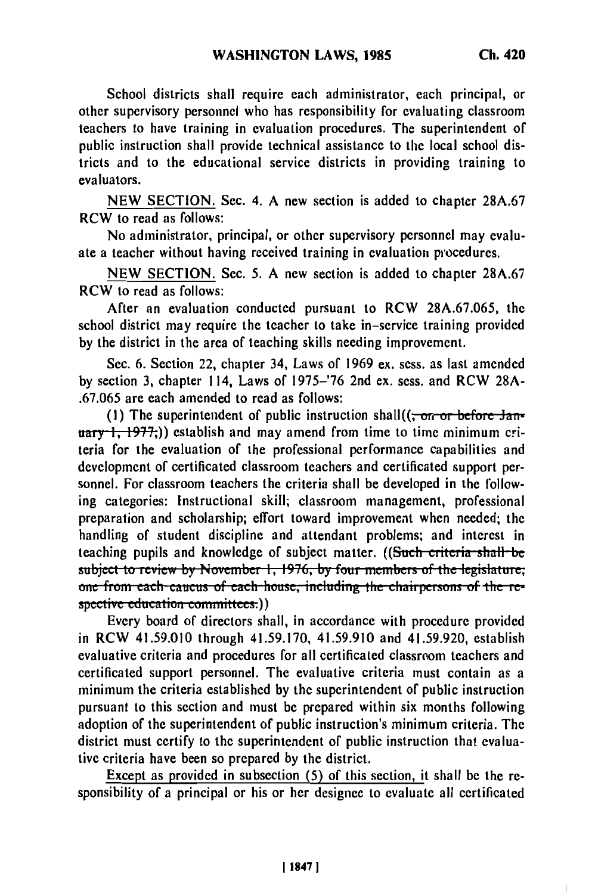School districts shall require each administrator, each principal, or other supervisory personnel who has responsibility for evaluating classroom teachers to have training in evaluation procedures. The superintendent of public instruction shall provide technical assistance to the local school districts and to the educational service districts in providing training to evaluators.

NEW SECTION. Sec. 4. A new section is added to chapter 28A.67 RCW to read as follows:

No administrator, principal, or other supervisory personnel may evaluate a teacher without having received training in evaluation procedures.

NEW SECTION. Sec. 5. A new section is added to chapter 28A.67 RCW to read as follows:

After an evaluation conducted pursuant to RCW 28A.67.065, the school district may require the teacher to take in-service training provided by the district in the area of teaching skills needing improvement.

Sec. 6. Section 22, chapter 34, Laws of 1969 ex. sess. as last amended by section 3, chapter 114, Laws of 1975–'76 2nd ex. sess. and RCW 28A.67.065 are each amended to read as follows:

(1) The superintendent of public instruction shall((~~, on or before January 1, 1977,~~)) establish and may amend from time to time minimum criteria for the evaluation of the professional performance capabilities and development of certificated classroom teachers and certificated support personnel. For classroom teachers the criteria shall be developed in the following categories: Instructional skill; classroom management, professional preparation and scholarship; effort toward improvement when needed; the handling of student discipline and attendant problems; and interest in teaching pupils and knowledge of subject matter. ((~~Such criteria shall be subject to review by November 1, 1976, by four members of the legislature, one from each caucus of each house, including the chairpersons of the respective education committees.~~))

Every board of directors shall, in accordance with procedure provided in RCW 41.59.010 through 41.59.170, 41.59.910 and 41.59.920, establish evaluative criteria and procedures for all certificated classroom teachers and certificated support personnel. The evaluative criteria must contain as a minimum the criteria established by the superintendent of public instruction pursuant to this section and must be prepared within six months following adoption of the superintendent of public instruction's minimum criteria. The district must certify to the superintendent of public instruction that evaluative criteria have been so prepared by the district.

Except as provided in subsection (5) of this section, it shall be the responsibility of a principal or his or her designee to evaluate all certificated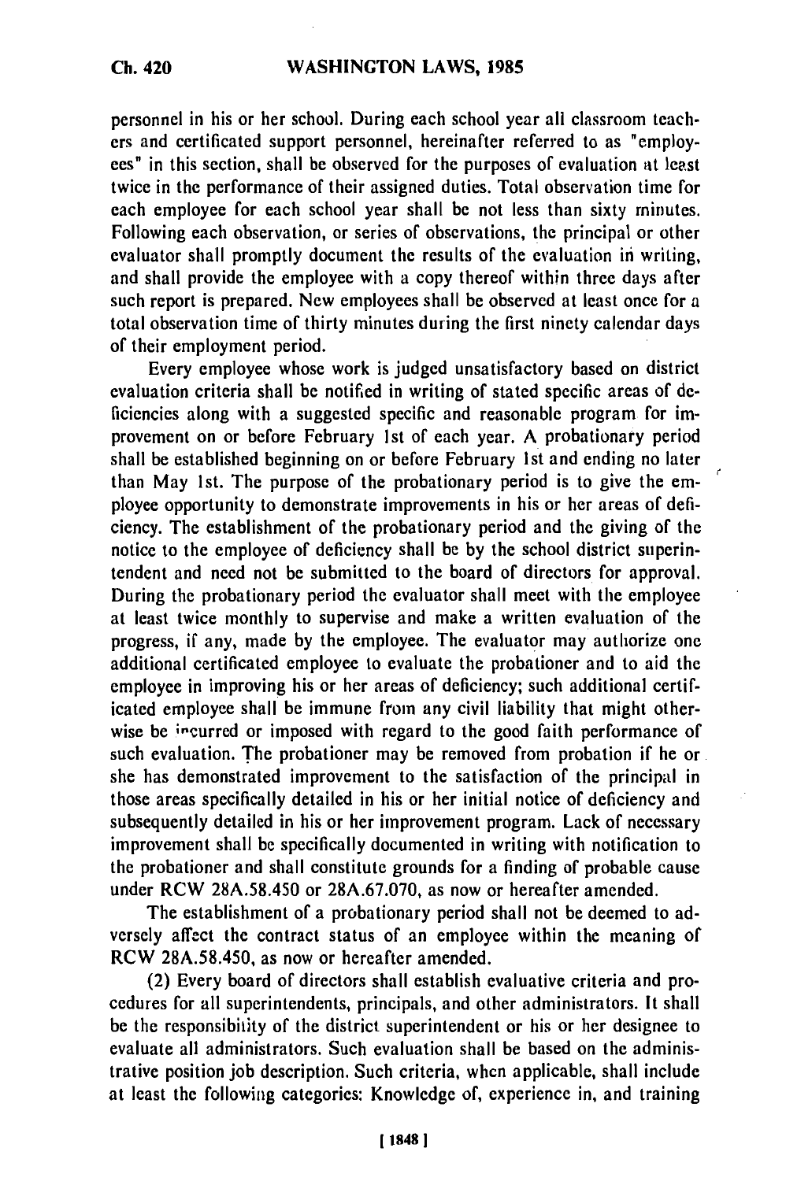personnel in his or her school. During each school year all classroom teachers and certificated support personnel, hereinafter referred to as "employees" in this section, shall be observed for the purposes of evaluation at least twice in the performance of their assigned duties. Total observation time for each employee for each school year shall be not less than sixty minutes. Following each observation, or series of observations, the principal or other evaluator shall promptly document the results of the evaluation in writing, and shall provide the employee with a copy thereof within three days after such report is prepared. New employees shall be observed at least once for a total observation time of thirty minutes during the first ninety calendar days of their employment period.

Every employee whose work is judged unsatisfactory based on district evaluation criteria shall be notified in writing of stated specific areas of deficiencies along with a suggested specific and reasonable program for improvement on or before February 1st of each year. A probationary period shall be established beginning on or before February 1st and ending no later than May 1st. The purpose of the probationary period is to give the employee opportunity to demonstrate improvements in his or her areas of deficiency. The establishment of the probationary period and the giving of the notice to the employee of deficiency shall be by the school district superintendent and need not be submitted to the board of directors for approval. During the probationary period the evaluator shall meet with the employee at least twice monthly to supervise and make a written evaluation of the progress, if any, made by the employee. The evaluator may authorize one additional certificated employee to evaluate the probationer and to aid the employee in improving his or her areas of deficiency; such additional certificated employee shall be immune from any civil liability that might otherwise be incurred or imposed with regard to the good faith performance of such evaluation. The probationer may be removed from probation if he or she has demonstrated improvement to the satisfaction of the principal in those areas specifically detailed in his or her initial notice of deficiency and subsequently detailed in his or her improvement program. Lack of necessary improvement shall be specifically documented in writing with notification to the probationer and shall constitute grounds for a finding of probable cause under RCW 28A.58.450 or 28A.67.070, as now or hereafter amended.

The establishment of a probationary period shall not be deemed to adversely affect the contract status of an employee within the meaning of RCW 28A.58.450, as now or hereafter amended.

(2) Every board of directors shall establish evaluative criteria and procedures for all superintendents, principals, and other administrators. It shall be the responsibility of the district superintendent or his or her designee to evaluate all administrators. Such evaluation shall be based on the administrative position job description. Such criteria, when applicable, shall include at least the following categories: Knowledge of, experience in, and training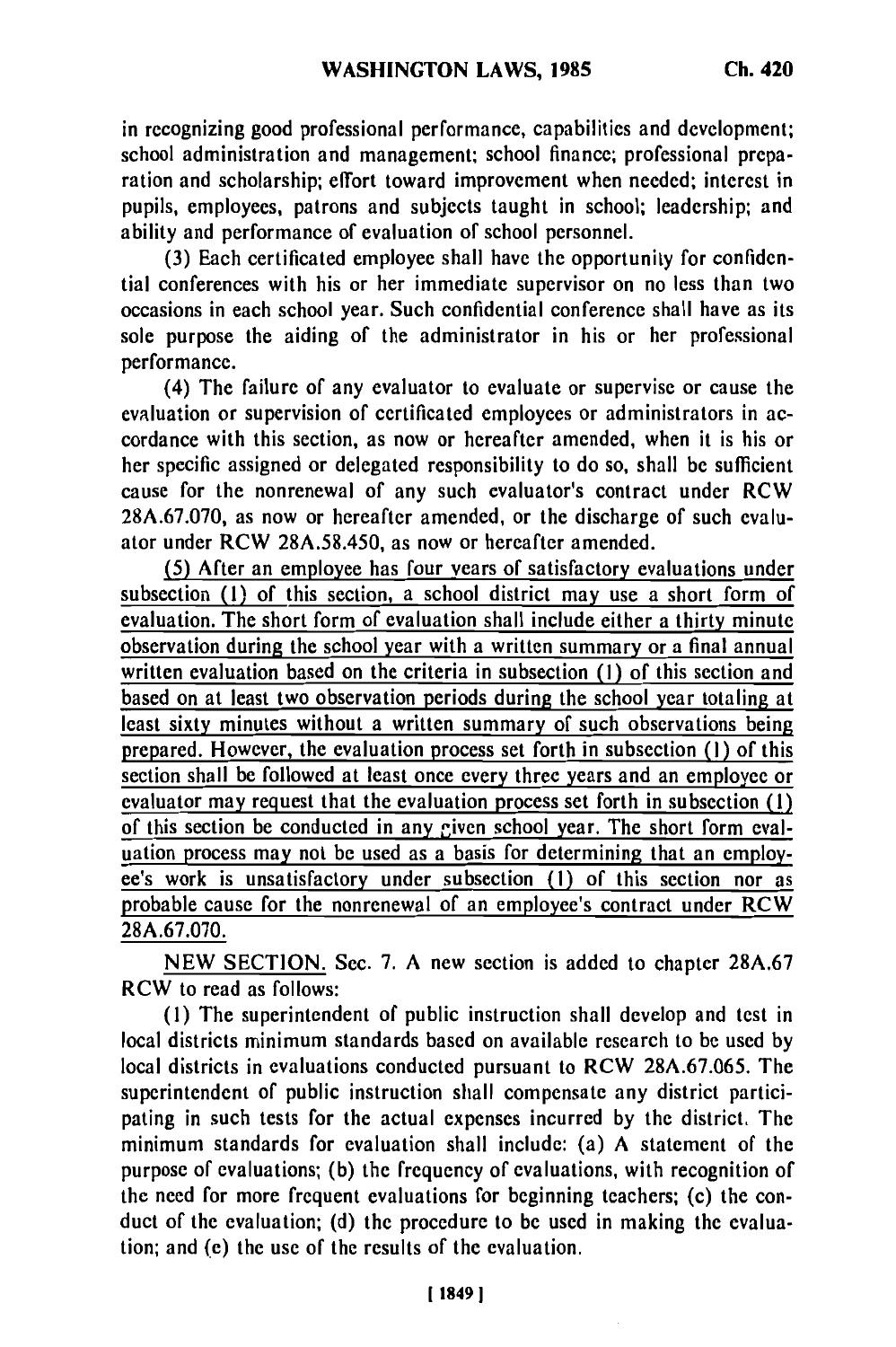in recognizing good professional performance, capabilities and development; school administration and management; school finance; professional preparation and scholarship; effort toward improvement when needed; interest in pupils, employees, patrons and subjects taught in school; leadership; and ability and performance of evaluation of school personnel.

(3) Each certificated employee shall have the opportunity for confidential conferences with his or her immediate supervisor on no less than two occasions in each school year. Such confidential conference shall have as its sole purpose the aiding of the administrator in his or her professional performance.

(4) The failure of any evaluator to evaluate or supervise or cause the evaluation or supervision of certificated employees or administrators in accordance with this section, as now or hereafter amended, when it is his or her specific assigned or delegated responsibility to do so, shall be sufficient cause for the nonrenewal of any such evaluator's contract under RCW 28A.67.070, as now or hereafter amended, or the discharge of such evaluator under RCW 28A.58.450, as now or hereafter amended.

<u>(5) After an employee has four years of satisfactory evaluations under subsection (1) of this section, a school district may use a short form of evaluation. The short form of evaluation shall include either a thirty minute observation during the school year with a written summary or a final annual written evaluation based on the criteria in subsection (1) of this section and based on at least two observation periods during the school year totaling at least sixty minutes without a written summary of such observations being prepared. However, the evaluation process set forth in subsection (1) of this section shall be followed at least once every three years and an employee or evaluator may request that the evaluation process set forth in subsection (1) of this section be conducted in any given school year. The short form evaluation process may not be used as a basis for determining that an employee's work is unsatisfactory under subsection (1) of this section nor as probable cause for the nonrenewal of an employee's contract under RCW 28A.67.070.</u>

<u>NEW SECTION.</u> Sec. 7. A new section is added to chapter 28A.67 RCW to read as follows:

(1) The superintendent of public instruction shall develop and test in local districts minimum standards based on available research to be used by local districts in evaluations conducted pursuant to RCW 28A.67.065. The superintendent of public instruction shall compensate any district participating in such tests for the actual expenses incurred by the district. The minimum standards for evaluation shall include: (a) A statement of the purpose of evaluations; (b) the frequency of evaluations, with recognition of the need for more frequent evaluations for beginning teachers; (c) the conduct of the evaluation; (d) the procedure to be used in making the evaluation; and (e) the use of the results of the evaluation.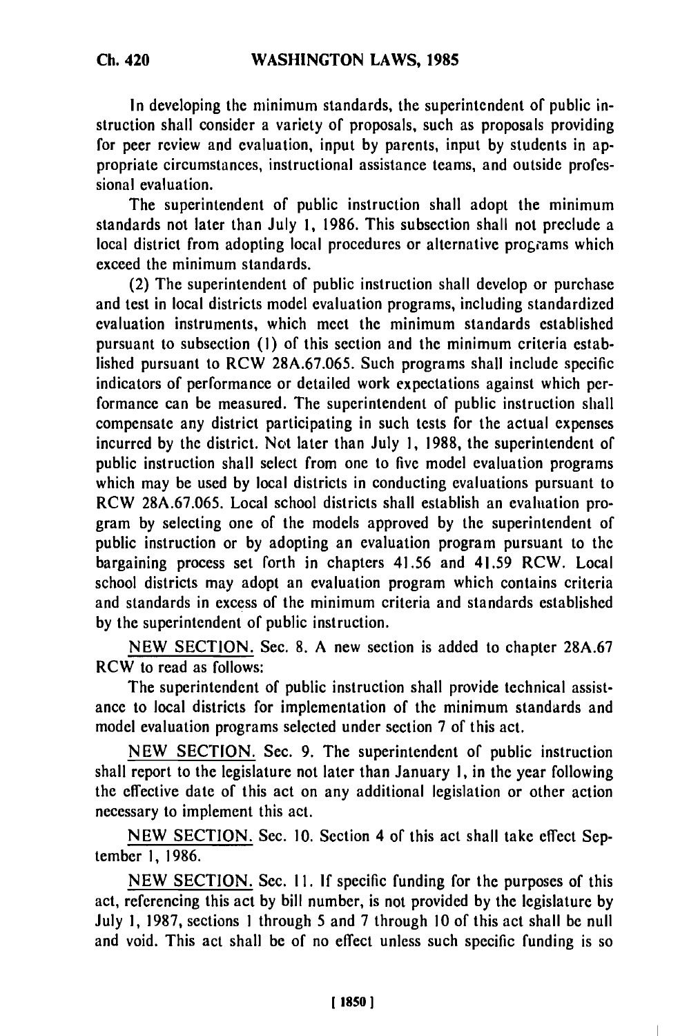In developing the minimum standards, the superintendent of public instruction shall consider a variety of proposals, such as proposals providing for peer review and evaluation, input by parents, input by students in appropriate circumstances, instructional assistance teams, and outside professional evaluation.

The superintendent of public instruction shall adopt the minimum standards not later than July 1, 1986. This subsection shall not preclude a local district from adopting local procedures or alternative programs which exceed the minimum standards.

(2) The superintendent of public instruction shall develop or purchase and test in local districts model evaluation programs, including standardized evaluation instruments, which meet the minimum standards established pursuant to subsection (1) of this section and the minimum criteria established pursuant to RCW 28A.67.065. Such programs shall include specific indicators of performance or detailed work expectations against which performance can be measured. The superintendent of public instruction shall compensate any district participating in such tests for the actual expenses incurred by the district. Not later than July 1, 1988, the superintendent of public instruction shall select from one to five model evaluation programs which may be used by local districts in conducting evaluations pursuant to RCW 28A.67.065. Local school districts shall establish an evaluation program by selecting one of the models approved by the superintendent of public instruction or by adopting an evaluation program pursuant to the bargaining process set forth in chapters 41.56 and 41.59 RCW. Local school districts may adopt an evaluation program which contains criteria and standards in excess of the minimum criteria and standards established by the superintendent of public instruction.

NEW SECTION. Sec. 8. A new section is added to chapter 28A.67 RCW to read as follows:

The superintendent of public instruction shall provide technical assistance to local districts for implementation of the minimum standards and model evaluation programs selected under section 7 of this act.

NEW SECTION. Sec. 9. The superintendent of public instruction shall report to the legislature not later than January 1, in the year following the effective date of this act on any additional legislation or other action necessary to implement this act.

NEW SECTION. Sec. 10. Section 4 of this act shall take effect September 1, 1986.

NEW SECTION. Sec. 11. If specific funding for the purposes of this act, referencing this act by bill number, is not provided by the legislature by July 1, 1987, sections 1 through 5 and 7 through 10 of this act shall be null and void. This act shall be of no effect unless such specific funding is so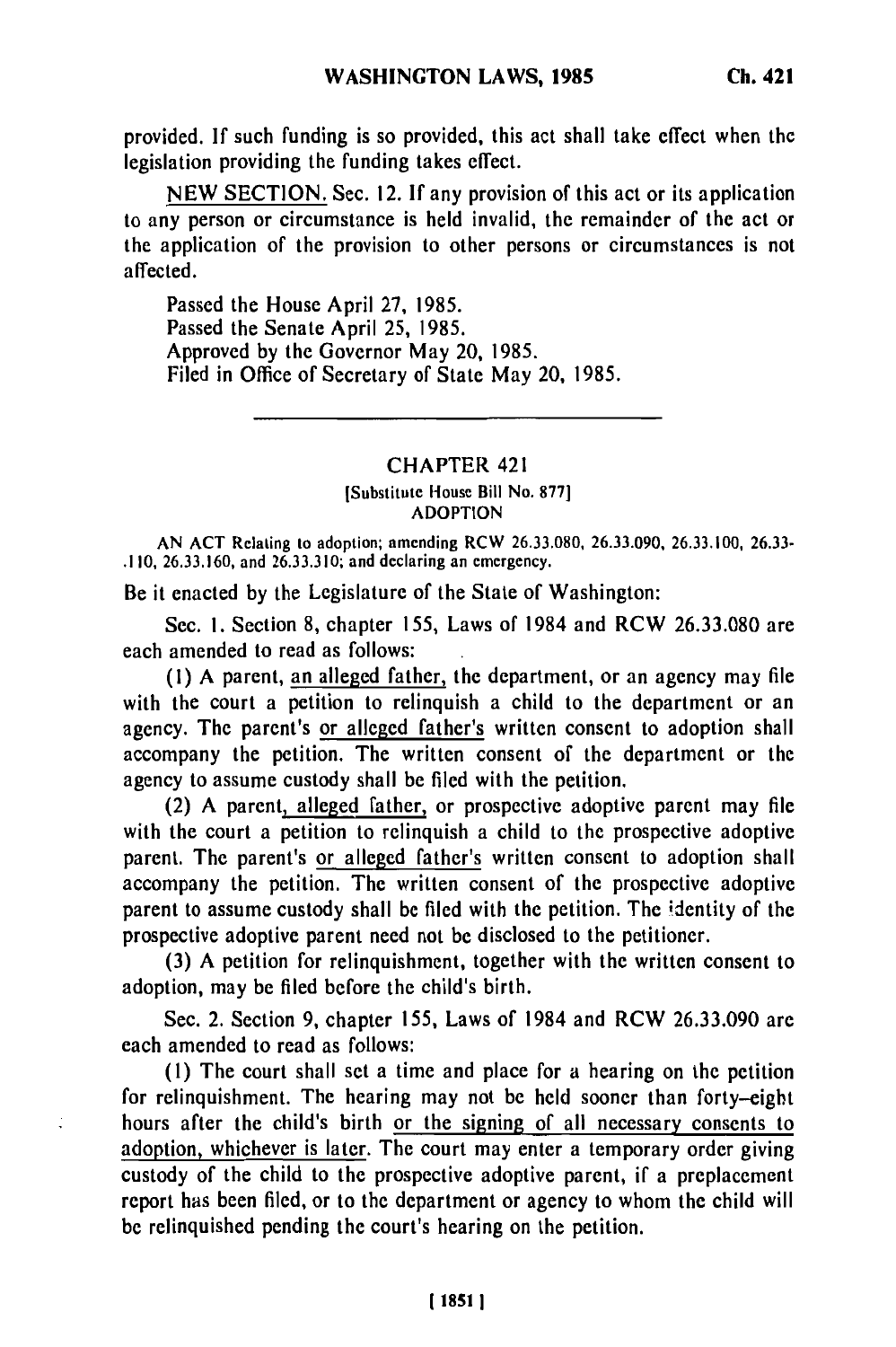provided. If such funding is so provided, this act shall take effect when the legislation providing the funding takes effect.

NEW SECTION. Sec. 12. If any provision of this act or its application to any person or circumstance is held invalid, the remainder of the act or the application of the provision to other persons or circumstances is not affected.

Passed the House April 27, 1985.
Passed the Senate April 25, 1985.
Approved by the Governor May 20, 1985.
Filed in Office of Secretary of State May 20, 1985.

---

## CHAPTER 421

[Substitute House Bill No. 877]

ADOPTION

AN ACT Relating to adoption; amending RCW 26.33.080, 26.33.090, 26.33.100, 26.33-.110, 26.33.160, and 26.33.310; and declaring an emergency.

Be it enacted by the Legislature of the State of Washington:

Sec. 1. Section 8, chapter 155, Laws of 1984 and RCW 26.33.080 are each amended to read as follows:

(1) A parent, an alleged father, the department, or an agency may file with the court a petition to relinquish a child to the department or an agency. The parent's or alleged father's written consent to adoption shall accompany the petition. The written consent of the department or the agency to assume custody shall be filed with the petition.

(2) A parent, alleged father, or prospective adoptive parent may file with the court a petition to relinquish a child to the prospective adoptive parent. The parent's or alleged father's written consent to adoption shall accompany the petition. The written consent of the prospective adoptive parent to assume custody shall be filed with the petition. The identity of the prospective adoptive parent need not be disclosed to the petitioner.

(3) A petition for relinquishment, together with the written consent to adoption, may be filed before the child's birth.

Sec. 2. Section 9, chapter 155, Laws of 1984 and RCW 26.33.090 are each amended to read as follows:

(1) The court shall set a time and place for a hearing on the petition for relinquishment. The hearing may not be held sooner than forty-eight hours after the child's birth or the signing of all necessary consents to adoption, whichever is later. The court may enter a temporary order giving custody of the child to the prospective adoptive parent, if a preplacement report has been filed, or to the department or agency to whom the child will be relinquished pending the court's hearing on the petition.